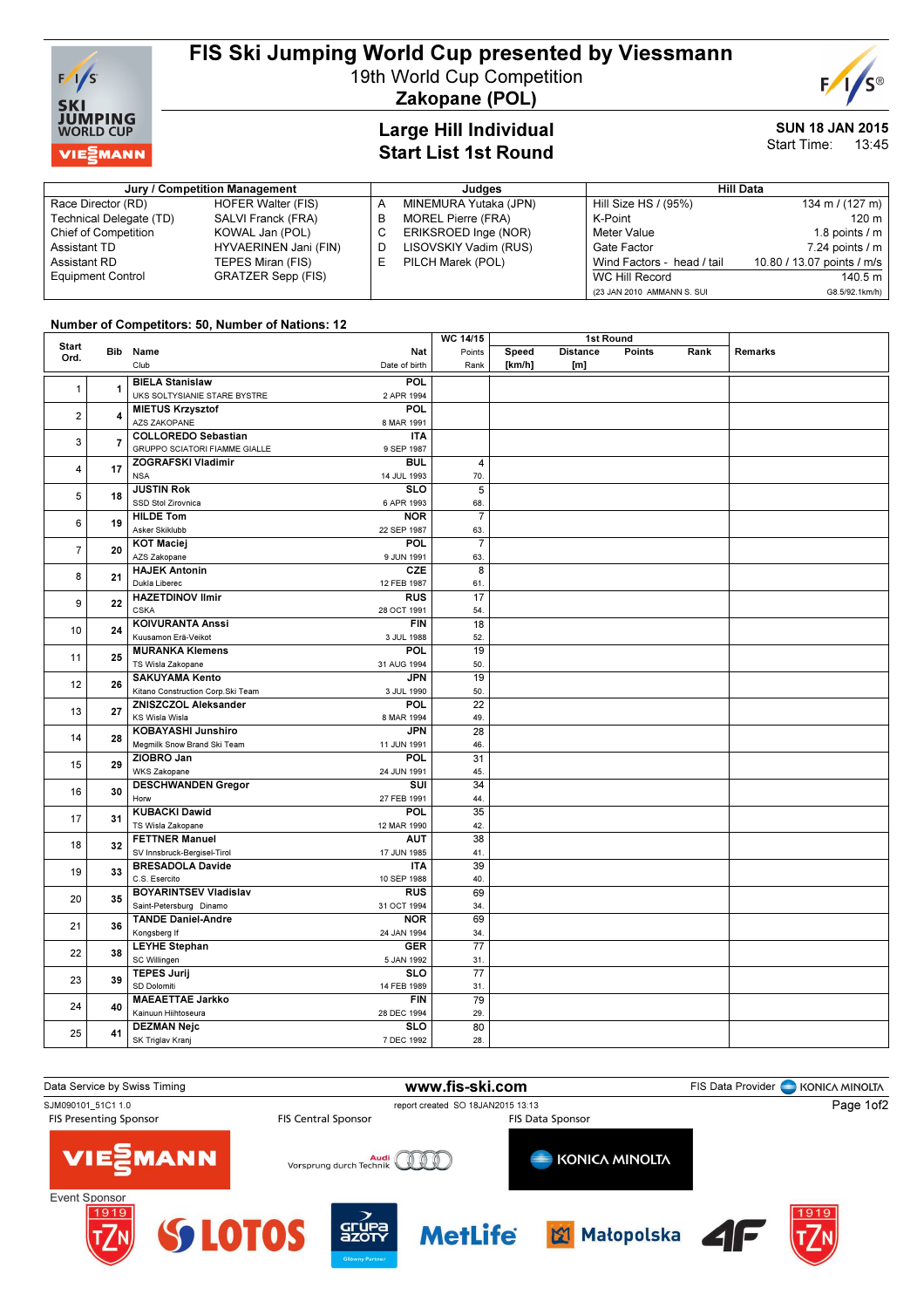# FIS Ski Jumping World Cup presented by Viessmann

19th World Cup Competition
**Zakopane (POL)**

## Large Hill Individual
## Start List 1st Round

**SUN 18 JAN 2015**
Start Time: 13:45

| Jury / Competition Management | | Judges | | Hill Data | |
|---|---|---|---|---|---|
| Race Director (RD) | HOFER Walter (FIS) | A | MINEMURA Yutaka (JPN) | Hill Size HS / (95%) | 134 m / (127 m) |
| Technical Delegate (TD) | SALVI Franck (FRA) | B | MOREL Pierre (FRA) | K-Point | 120 m |
| Chief of Competition | KOWAL Jan (POL) | C | ERIKSROED Inge (NOR) | Meter Value | 1.8 points / m |
| Assistant TD | HYVAERINEN Jani (FIN) | D | LISOVSKIY Vadim (RUS) | Gate Factor | 7.24 points / m |
| Assistant RD | TEPES Miran (FIS) | E | PILCH Marek (POL) | Wind Factors - head / tail | 10.80 / 13.07 points / m/s |
| Equipment Control | GRATZER Sepp (FIS) | | | WC Hill Record | 140.5 m |
| | | | | (23 JAN 2010 AMMANN S. SUI | G8.5/92.1km/h) |

**Number of Competitors: 50, Number of Nations: 12**

| Start Ord. | Bib | Name / Club | Nat / Date of birth | WC 14/15 Points / Rank | Speed [km/h] | Distance [m] | Points | Rank | Remarks |
|---|---|---|---|---|---|---|---|---|---|
| 1 | 1 | **BIELA Stanislaw** UKS SOLTYSIANIE STARE BYSTRE | **POL** 2 APR 1994 | | | | | | |
| 2 | 4 | **MIETUS Krzysztof** AZS ZAKOPANE | **POL** 8 MAR 1991 | | | | | | |
| 3 | 7 | **COLLOREDO Sebastian** GRUPPO SCIATORI FIAMME GIALLE | **ITA** 9 SEP 1987 | | | | | | |
| 4 | 17 | **ZOGRAFSKI Vladimir** NSA | **BUL** 14 JUL 1993 | 4 70. | | | | | |
| 5 | 18 | **JUSTIN Rok** SSD Stol Zirovnica | **SLO** 6 APR 1993 | 5 68. | | | | | |
| 6 | 19 | **HILDE Tom** Asker Skiklubb | **NOR** 22 SEP 1987 | 7 63. | | | | | |
| 7 | 20 | **KOT Maciej** AZS Zakopane | **POL** 9 JUN 1991 | 7 63. | | | | | |
| 8 | 21 | **HAJEK Antonin** Dukla Liberec | **CZE** 12 FEB 1987 | 8 61. | | | | | |
| 9 | 22 | **HAZETDINOV Ilmir** CSKA | **RUS** 28 OCT 1991 | 17 54. | | | | | |
| 10 | 24 | **KOIVURANTA Anssi** Kuusamon Era-Veikot | **FIN** 3 JUL 1988 | 18 52. | | | | | |
| 11 | 25 | **MURANKA Klemens** TS Wisla Zakopane | **POL** 31 AUG 1994 | 19 50. | | | | | |
| 12 | 26 | **SAKUYAMA Kento** Kitano Construction Corp.Ski Team | **JPN** 3 JUL 1990 | 19 50. | | | | | |
| 13 | 27 | **ZNISZCZOL Aleksander** KS Wisla Wisla | **POL** 8 MAR 1994 | 22 49. | | | | | |
| 14 | 28 | **KOBAYASHI Junshiro** Megmilk Snow Brand Ski Team | **JPN** 11 JUN 1991 | 28 46. | | | | | |
| 15 | 29 | **ZIOBRO Jan** WKS Zakopane | **POL** 24 JUN 1991 | 31 45. | | | | | |
| 16 | 30 | **DESCHWANDEN Gregor** Horw | **SUI** 27 FEB 1991 | 34 44. | | | | | |
| 17 | 31 | **KUBACKI Dawid** TS Wisla Zakopane | **POL** 12 MAR 1990 | 35 42. | | | | | |
| 18 | 32 | **FETTNER Manuel** SV Innsbruck-Bergisel-Tirol | **AUT** 17 JUN 1985 | 38 41. | | | | | |
| 19 | 33 | **BRESADOLA Davide** C.S. Esercito | **ITA** 10 SEP 1988 | 39 40. | | | | | |
| 20 | 35 | **BOYARINTSEV Vladislav** Saint-Petersburg Dinamo | **RUS** 31 OCT 1994 | 69 34. | | | | | |
| 21 | 36 | **TANDE Daniel-Andre** Kongsberg If | **NOR** 24 JAN 1994 | 69 34. | | | | | |
| 22 | 38 | **LEYHE Stephan** SC Willingen | **GER** 5 JAN 1992 | 77 31. | | | | | |
| 23 | 39 | **TEPES Jurij** SD Dolomiti | **SLO** 14 FEB 1989 | 77 31. | | | | | |
| 24 | 40 | **MAEAETTAE Jarkko** Kainuun Hiihtoseura | **FIN** 28 DEC 1994 | 79 29. | | | | | |
| 25 | 41 | **DEZMAN Nejc** SK Triglav Kranj | **SLO** 7 DEC 1992 | 80 28. | | | | | |

Data Service by Swiss Timing — www.fis-ski.com — FIS Data Provider KONICA MINOLTA

SJM090101_51C1 1.0 — report created SO 18JAN2015 13:13

FIS Presenting Sponsor: VIESSMANN — FIS Central Sponsor: Audi Vorsprung durch Technik — FIS Data Sponsor: KONICA MINOLTA

Event Sponsor: TZN 1919, LOTOS, Grupa Azoty, MetLife, Małopolska, 4F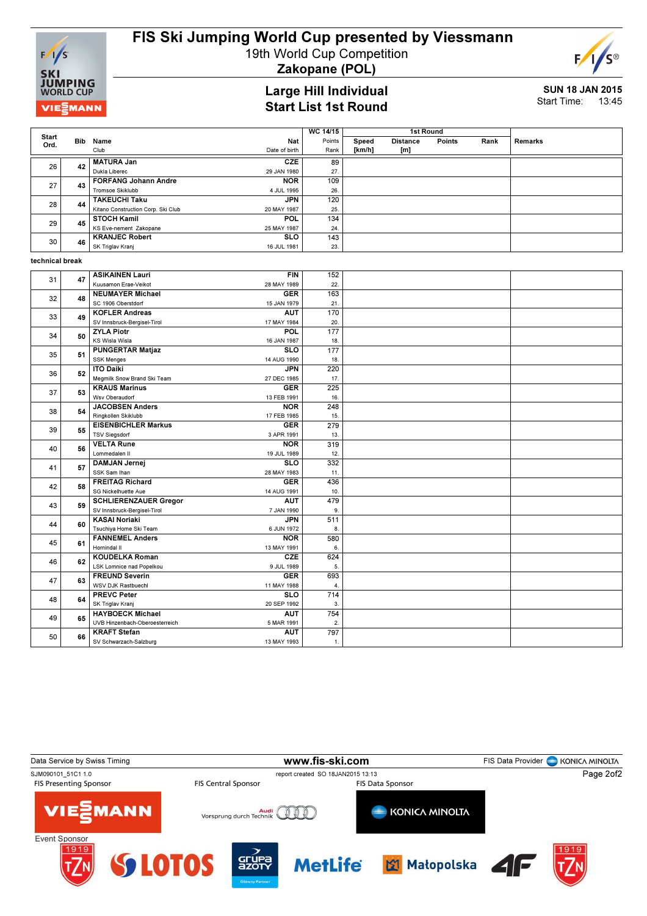# FIS Ski Jumping World Cup presented by Viessmann

19th World Cup Competition
**Zakopane (POL)**

**SUN 18 JAN 2015**
Start Time: 13:45

## Large Hill Individual
## Start List 1st Round

| Start Ord. | Bib | Name / Club | Nat / Date of birth | WC 14/15 Points / Rank | 1st Round Speed [km/h] | Distance [m] | Points | Rank | Remarks |
|---|---|---|---|---|---|---|---|---|---|
| 26 | 42 | **MATURA Jan** Dukla Liberec | **CZE** 29 JAN 1980 | 89 27. | | | | | |
| 27 | 43 | **FORFANG Johann Andre** Tromsoe Skiklubb | **NOR** 4 JUL 1995 | 109 26. | | | | | |
| 28 | 44 | **TAKEUCHI Taku** Kitano Construction Corp. Ski Club | **JPN** 20 MAY 1987 | 120 25. | | | | | |
| 29 | 45 | **STOCH Kamil** KS Eve-nement Zakopane | **POL** 25 MAY 1987 | 134 24. | | | | | |
| 30 | 46 | **KRANJEC Robert** SK Triglav Kranj | **SLO** 16 JUL 1981 | 143 23. | | | | | |

technical break

| Start Ord. | Bib | Name / Club | Nat / Date of birth | WC 14/15 Points / Rank | 1st Round Speed [km/h] | Distance [m] | Points | Rank | Remarks |
|---|---|---|---|---|---|---|---|---|---|
| 31 | 47 | **ASIKAINEN Lauri** Kuusamon Erae-Veikot | **FIN** 28 MAY 1989 | 152 22. | | | | | |
| 32 | 48 | **NEUMAYER Michael** SC 1906 Oberstdorf | **GER** 15 JAN 1979 | 163 21. | | | | | |
| 33 | 49 | **KOFLER Andreas** SV Innsbruck-Bergisel-Tirol | **AUT** 17 MAY 1984 | 170 20. | | | | | |
| 34 | 50 | **ZYLA Piotr** KS Wisla Wisla | **POL** 16 JAN 1987 | 177 18. | | | | | |
| 35 | 51 | **PUNGERTAR Matjaz** SSK Menges | **SLO** 14 AUG 1990 | 177 18. | | | | | |
| 36 | 52 | **ITO Daiki** Megmilk Snow Brand Ski Team | **JPN** 27 DEC 1985 | 220 17. | | | | | |
| 37 | 53 | **KRAUS Marinus** Wsv Oberaudorf | **GER** 13 FEB 1991 | 225 16. | | | | | |
| 38 | 54 | **JACOBSEN Anders** Ringkollen Skiklubb | **NOR** 17 FEB 1985 | 248 15. | | | | | |
| 39 | 55 | **EISENBICHLER Markus** TSV Siegsdorf | **GER** 3 APR 1991 | 279 13. | | | | | |
| 40 | 56 | **VELTA Rune** Lommedalen Il | **NOR** 19 JUL 1989 | 319 12. | | | | | |
| 41 | 57 | **DAMJAN Jernej** SSK Sam Ihan | **SLO** 28 MAY 1983 | 332 11. | | | | | |
| 42 | 58 | **FREITAG Richard** SG Nickelhuette Aue | **GER** 14 AUG 1991 | 436 10. | | | | | |
| 43 | 59 | **SCHLIERENZAUER Gregor** SV Innsbruck-Bergisel-Tirol | **AUT** 7 JAN 1990 | 479 9. | | | | | |
| 44 | 60 | **KASAI Noriaki** Tsuchiya Home Ski Team | **JPN** 6 JUN 1972 | 511 8. | | | | | |
| 45 | 61 | **FANNEMEL Anders** Hornindal Il | **NOR** 13 MAY 1991 | 580 6. | | | | | |
| 46 | 62 | **KOUDELKA Roman** LSK Lomnice nad Popelkou | **CZE** 9 JUL 1989 | 624 5. | | | | | |
| 47 | 63 | **FREUND Severin** WSV DJK Rastbuechl | **GER** 11 MAY 1988 | 693 4. | | | | | |
| 48 | 64 | **PREVC Peter** SK Triglav Kranj | **SLO** 20 SEP 1992 | 714 3. | | | | | |
| 49 | 65 | **HAYBOECK Michael** UVB Hinzenbach-Oberoesterreich | **AUT** 5 MAR 1991 | 754 2. | | | | | |
| 50 | 66 | **KRAFT Stefan** SV Schwarzach-Salzburg | **AUT** 13 MAY 1993 | 797 1. | | | | | |

Data Service by Swiss Timing | www.fis-ski.com | FIS Data Provider KONICA MINOLTA

SJM090101_51C1 1.0 | report created SO 18JAN2015 13:13

FIS Presenting Sponsor | FIS Central Sponsor | FIS Data Sponsor

Event Sponsor